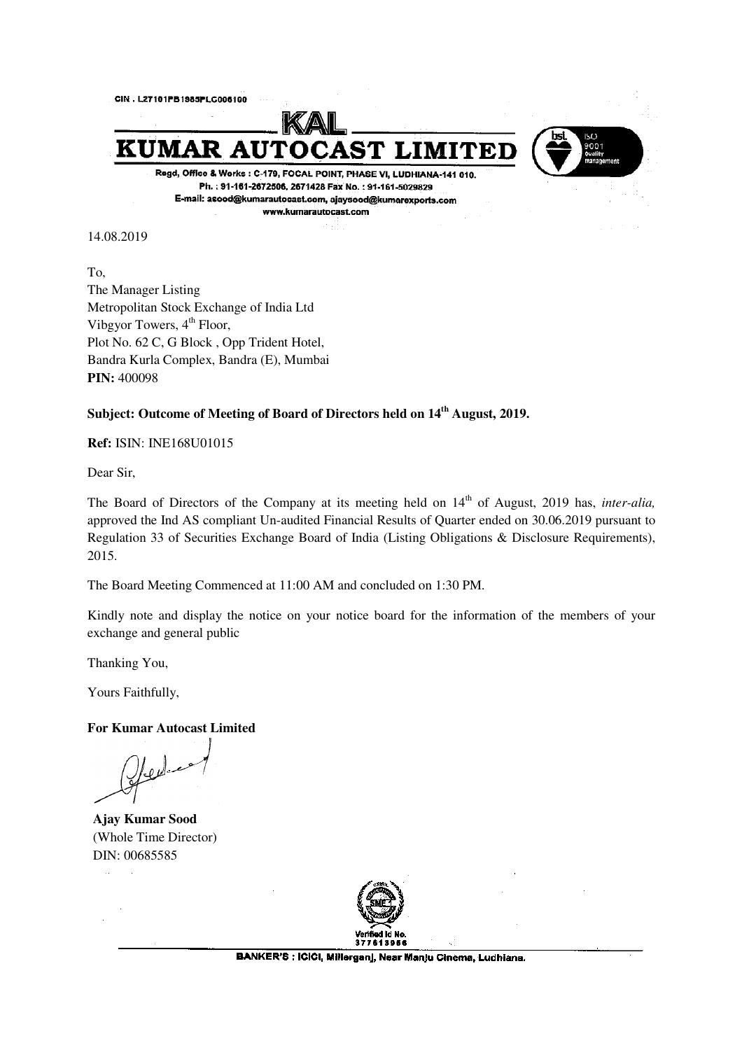CIN . L27101PB1985PLC006100

# KAL

# KUMAR AUTOCAST LIMITED

Regd, Office & Works : C-179, FOCAL POINT, PHASE VI, LUDHIANA-141 010.
Ph. : 91-161-2672506, 2671428 Fax No. : 91-161-5029829
E-mail: asood@kumarautocast.com, ajaysood@kumarexports.com
www.kumarautocast.com

14.08.2019

To,
The Manager Listing
Metropolitan Stock Exchange of India Ltd
Vibgyor Towers, 4th Floor,
Plot No. 62 C, G Block , Opp Trident Hotel,
Bandra Kurla Complex, Bandra (E), Mumbai
**PIN:** 400098

**Subject: Outcome of Meeting of Board of Directors held on 14th August, 2019.**

**Ref:** ISIN: INE168U01015

Dear Sir,

The Board of Directors of the Company at its meeting held on 14th of August, 2019 has, *inter-alia,* approved the Ind AS compliant Un-audited Financial Results of Quarter ended on 30.06.2019 pursuant to Regulation 33 of Securities Exchange Board of India (Listing Obligations & Disclosure Requirements), 2015.

The Board Meeting Commenced at 11:00 AM and concluded on 1:30 PM.

Kindly note and display the notice on your notice board for the information of the members of your exchange and general public

Thanking You,

Yours Faithfully,

**For Kumar Autocast Limited**

**Ajay Kumar Sood**
(Whole Time Director)
DIN: 00685585

Verified Id No.
377613956

BANKER'S : ICICI, Millerganj, Near Manju Cinema, Ludhiana.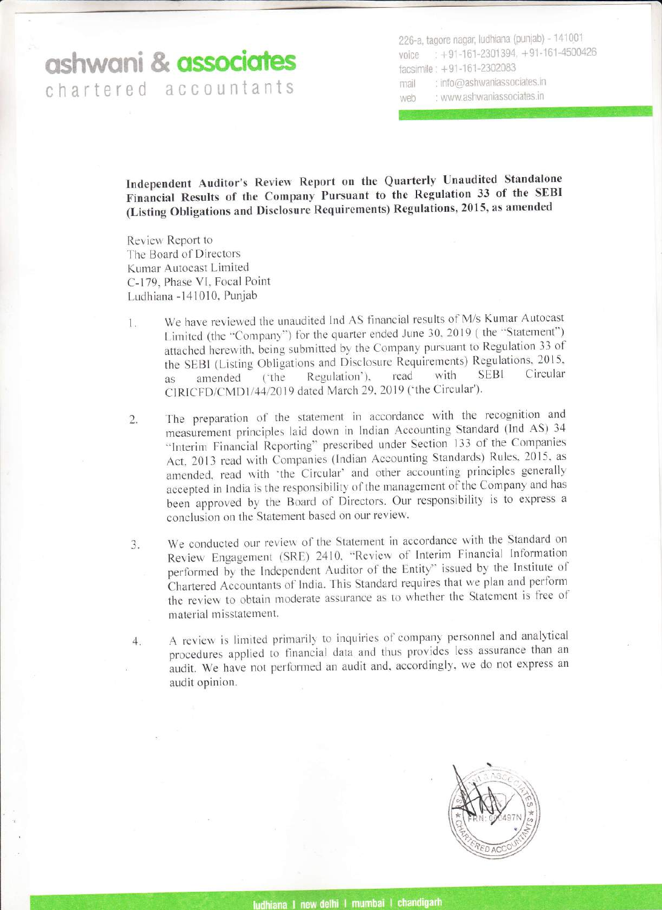# ashwani & associates
chartered accountants

226-a, tagore nagar, ludhiana (punjab) - 141001
voice : +91-161-2301394, +91-161-4500426
facsimile : +91-161-2302083
mail : info@ashwaniassociates.in
web : www.ashwaniassociates.in

**Independent Auditor's Review Report on the Quarterly Unaudited Standalone Financial Results of the Company Pursuant to the Regulation 33 of the SEBI (Listing Obligations and Disclosure Requirements) Regulations, 2015, as amended**

Review Report to
The Board of Directors
Kumar Autocast Limited
C-179, Phase VI, Focal Point
Ludhiana -141010, Punjab

1. We have reviewed the unaudited Ind AS financial results of M/s Kumar Autocast Limited (the "Company") for the quarter ended June 30, 2019 ( the "Statement") attached herewith, being submitted by the Company pursuant to Regulation 33 of the SEBI (Listing Obligations and Disclosure Requirements) Regulations, 2015, as amended ('the Regulation'), read with SEBI Circular CIRICFD/CMD1/44/2019 dated March 29, 2019 ('the Circular').

2. The preparation of the statement in accordance with the recognition and measurement principles laid down in Indian Accounting Standard (Ind AS) 34 "Interim Financial Reporting" prescribed under Section 133 of the Companies Act, 2013 read with Companies (Indian Accounting Standards) Rules, 2015, as amended, read with 'the Circular' and other accounting principles generally accepted in India is the responsibility of the management of the Company and has been approved by the Board of Directors. Our responsibility is to express a conclusion on the Statement based on our review.

3. We conducted our review of the Statement in accordance with the Standard on Review Engagement (SRE) 2410, "Review of Interim Financial Information performed by the Independent Auditor of the Entity" issued by the Institute of Chartered Accountants of India. This Standard requires that we plan and perform the review to obtain moderate assurance as to whether the Statement is free of material misstatement.

4. A review is limited primarily to inquiries of company personnel and analytical procedures applied to financial data and thus provides less assurance than an audit. We have not performed an audit and, accordingly, we do not express an audit opinion.

ludhiana | new delhi | mumbai | chandigarh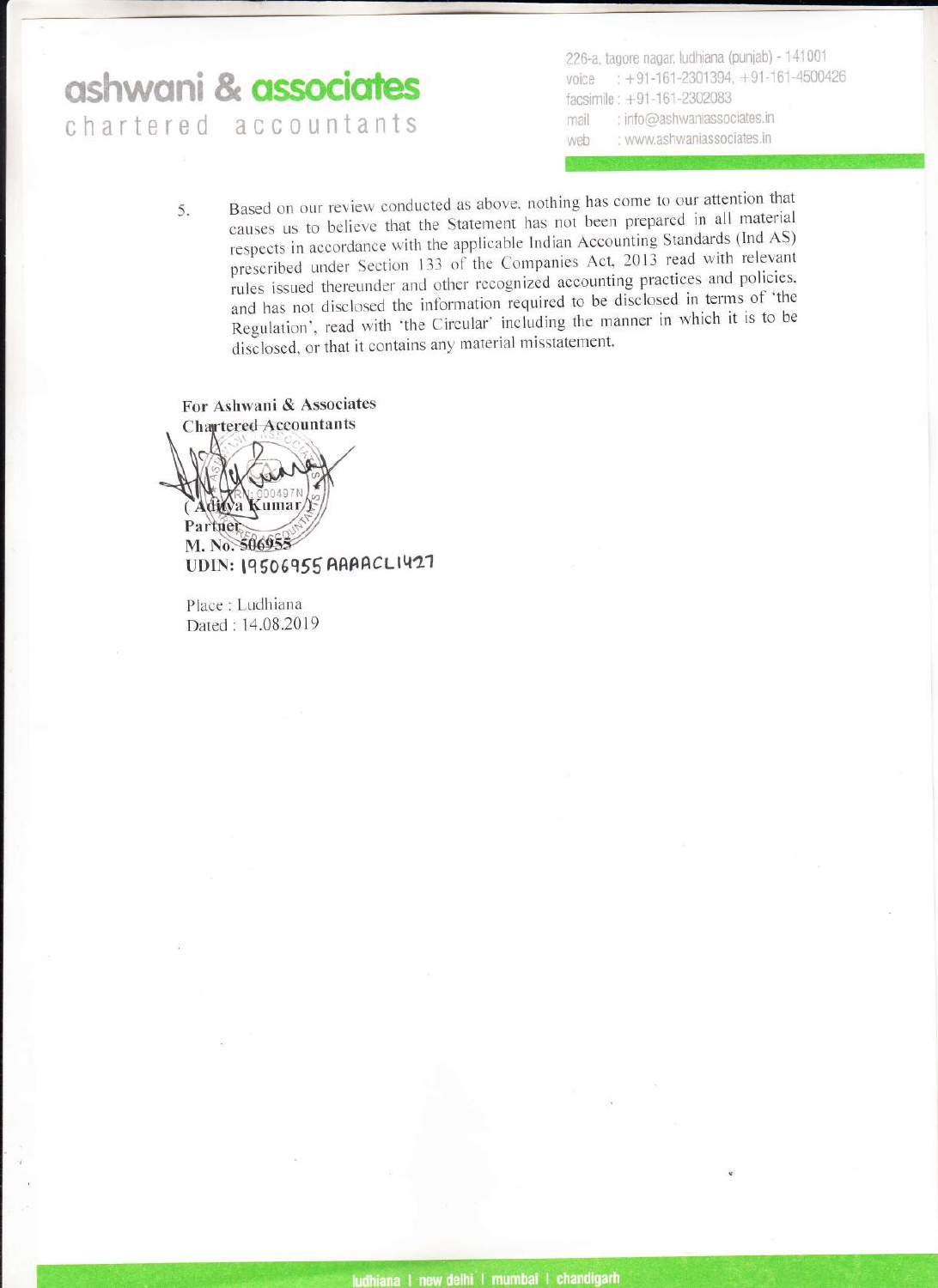5. Based on our review conducted as above, nothing has come to our attention that causes us to believe that the Statement has not been prepared in all material respects in accordance with the applicable Indian Accounting Standards (Ind AS) prescribed under Section 133 of the Companies Act, 2013 read with relevant rules issued thereunder and other recognized accounting practices and policies, and has not disclosed the information required to be disclosed in terms of 'the Regulation', read with 'the Circular' including the manner in which it is to be disclosed, or that it contains any material misstatement.

**For Ashwani & Associates**
**Chartered Accountants**
FRN: 000497N

**( Aditya Kumar )**
**Partner**
**M. No. 506955**
**UDIN: 19506955AAAACL1427**

Place : Ludhiana
Dated : 14.08.2019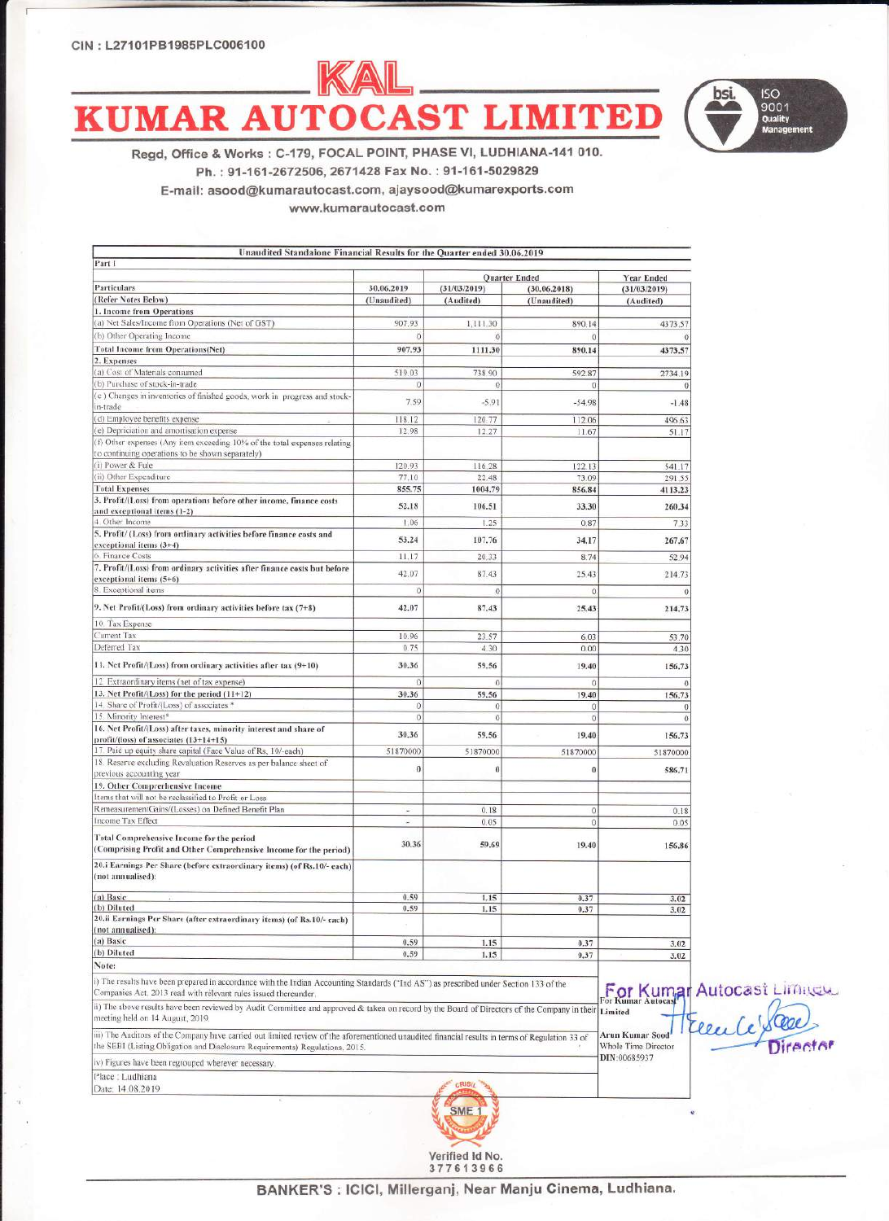CIN : L27101PB1985PLC006100

# KAL

# KUMAR AUTOCAST LIMITED

ISO 9001 Quality Management

Regd, Office & Works : C-179, FOCAL POINT, PHASE VI, LUDHIANA-141 010.
Ph. : 91-161-2672506, 2671428 Fax No. : 91-161-5029829
E-mail: asood@kumarautocast.com, ajaysood@kumarexports.com
www.kumarautocast.com

## Unaudited Standalone Financial Results for the Quarter ended 30.06.2019

Part I

| Particulars | Quarter Ended | | | Year Ended |
|---|---|---|---|---|
| | 30.06.2019 | (31/03/2019) | (30.06.2018) | (31/03/2019) |
| (Refer Notes Below) | (Unaudited) | (Audited) | (Unaudited) | (Audited) |
| **1. Income from Operations** | | | | |
| (a) Net Sales/Income from Operations (Net of GST) | 907.93 | 1,111.30 | 890.14 | 4373.57 |
| (b) Other Operating Income | 0 | 0 | 0 | 0 |
| **Total Income from Operations(Net)** | **907.93** | **1111.30** | **890.14** | **4373.57** |
| **2. Expenses** | | | | |
| (a) Cost of Materials consumed | 519.03 | 738.90 | 592.87 | 2734.19 |
| (b) Purchase of stock-in-trade | 0 | 0 | 0 | 0 |
| (c ) Changes in inventories of finished goods, work in progress and stock-in-trade | 7.59 | -5.91 | -54.98 | -1.48 |
| (d) Employee benefits expense | 118.12 | 120.77 | 112.06 | 496.63 |
| (e) Depriciation and amortisation expense | 12.98 | 12.27 | 11.67 | 51.17 |
| (f) Other expenses (Any item exceeding 10% of the total expenses relating to continuing operations to be shown separately) | | | | |
| (i) Power & Fule | 120.93 | 116.28 | 122.13 | 541.17 |
| (ii) Other Expenditure | 77.10 | 22.48 | 73.09 | 291.55 |
| **Total Expenses** | **855.75** | **1004.79** | **856.84** | **4113.23** |
| **3. Profit/(Loss) from operations before other income, finance costs and exceptional items (1-2)** | **52.18** | **106.51** | **33.30** | **260.34** |
| 4. Other Income | 1.06 | 1.25 | 0.87 | 7.33 |
| **5. Profit/ (Loss) from ordinary activities before finance costs and exceptional items (3+4)** | **53.24** | **107.76** | **34.17** | **267.67** |
| 6. Finance Costs | 11.17 | 20.33 | 8.74 | 52.94 |
| **7. Profit/(Loss) from ordinary activities after finance costs but before exceptional items (5+6)** | 42.07 | 87.43 | 25.43 | 214.73 |
| 8. Exceptional items | 0 | 0 | 0 | 0 |
| **9. Net Profit/(Loss) from ordinary activities before tax (7+8)** | **42.07** | **87.43** | **25.43** | **214.73** |
| 10. Tax Expense | | | | |
| Current Tax | 10.96 | 23.57 | 6.03 | 53.70 |
| Deferred Tax | 0.75 | 4.30 | 0.00 | 4.30 |
| **11. Net Profit/(Loss) from ordinary activities after tax (9+10)** | **30.36** | **59.56** | **19.40** | **156.73** |
| 12. Extraordinary items (net of tax expense) | 0 | 0 | 0 | 0 |
| **13. Net Profit/(Loss) for the period (11+12)** | **30.36** | **59.56** | **19.40** | **156.73** |
| 14. Share of Profit/(Loss) of associates * | 0 | 0 | 0 | 0 |
| 15. Minority Interest* | 0 | 0 | 0 | 0 |
| **16. Net Profit/(Loss) after taxes, minority interest and share of profit/(loss) of associates (13+14+15)** | 30.36 | 59.56 | 19.40 | 156.73 |
| 17. Paid up equity share capital (Face Value of Rs. 10/-each) | 51870000 | 51870000 | 51870000 | 51870000 |
| 18. Reserve excluding Revaluation Reserves as per balance sheet of previous accounting year | 0 | 0 | 0 | 586.71 |
| **19. Other Comprehensive Income** | | | | |
| Items that will not be reclassified to Profit or Loss | | | | |
| Remeasurement Gains/(Losses) on Defined Benefit Plan | - | 0.18 | 0 | 0.18 |
| Income Tax Effect | - | 0.05 | 0 | 0.05 |
| **Total Comprehensive Income for the period (Comprising Profit and Other Comprehensive Income for the period)** | 30.36 | 59.69 | 19.40 | 156.86 |
| **20.i Earnings Per Share (before extraordinary items) (of Rs.10/- each) (not annualised):** | | | | |
| (a) Basic | 0.59 | 1.15 | 0.37 | 3.02 |
| (b) Diluted | 0.59 | 1.15 | 0.37 | 3.02 |
| **20.ii Earnings Per Share (after extraordinary items) (of Rs.10/- each) (not annualised):** | | | | |
| (a) Basic | 0.59 | 1.15 | 0.37 | 3.02 |
| (b) Diluted | 0.59 | 1.15 | 0.37 | 3.02 |

**Note:**

i) The results have been prepared in accordance with the Indian Accounting Standards ("Ind AS") as prescribed under Section 133 of the Companies Act, 2013 read with relevant rules issued thereunder.

ii) The above results have been reviewed by Audit Committee and approved & taken on record by the Board of Directors of the Company in their meeting held on 14 August, 2019.

iii) The Auditors of the Company have carried out limited review of the aforementioned unaudited financial results in terms of Regulation 33 of the SEBI (Listing Obligation and Disclosure Requirements) Regulations, 2015.

iv) Figures have been regrouped wherever necessary.

Place : Ludhiana
Date: 14.08.2019

For Kumar Autocast Limited
For Kumar Autocast Limited

Director

Arun Kumar Sood
Whole Time Director
DIN:00685937

CRISIL SME 1
Verified Id No.
377613966

BANKER'S : ICICI, Millerganj, Near Manju Cinema, Ludhiana.